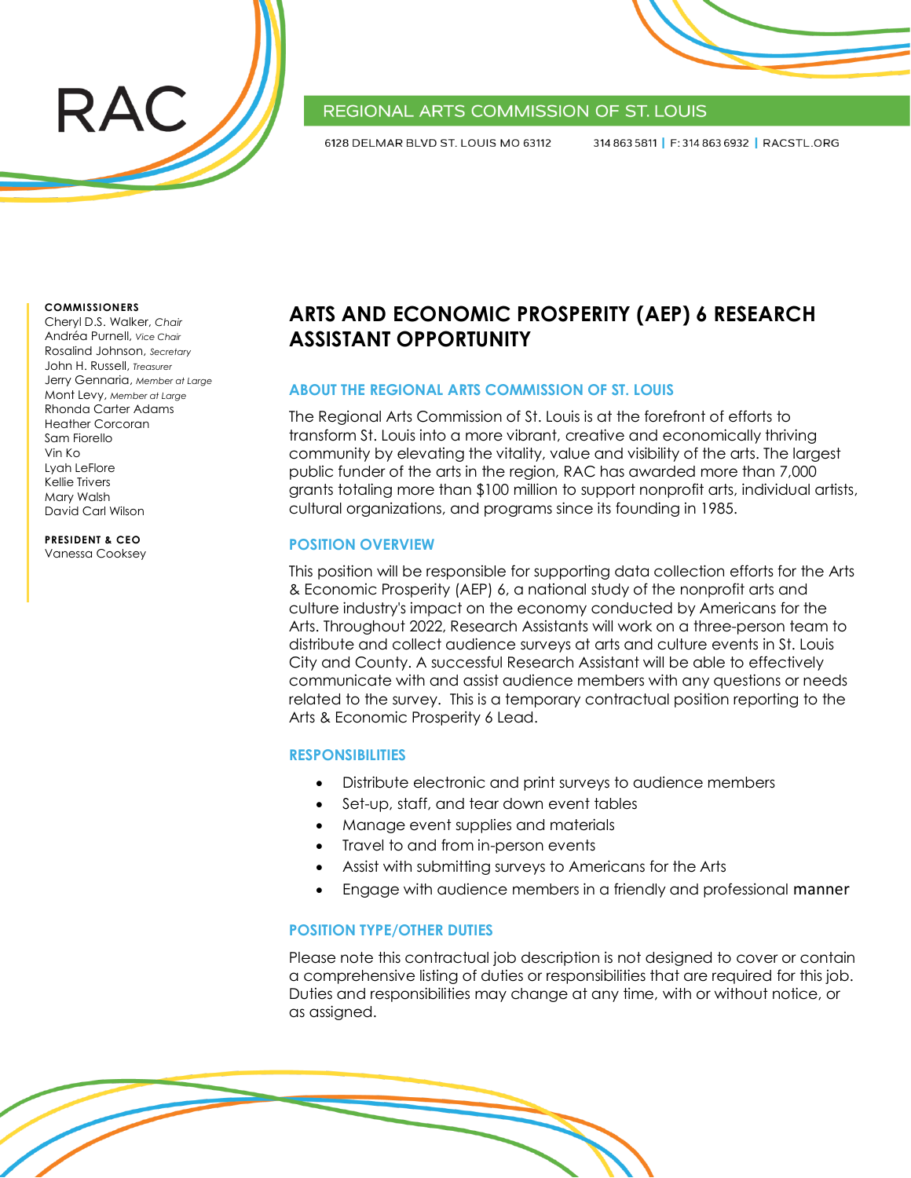RAC

REGIONAL ARTS COMMISSION OF ST. LOUIS

6128 DELMAR BLVD ST. LOUIS MO 63112 | 314 863 5811 | F: 314 863 6932 | RACSTL.ORG

**COMMISSIONERS**
Cheryl D.S. Walker, *Chair*
Andréa Purnell, *Vice Chair*
Rosalind Johnson, *Secretary*
John H. Russell, *Treasurer*
Jerry Gennaria, *Member at Large*
Mont Levy, *Member at Large*
Rhonda Carter Adams
Heather Corcoran
Sam Fiorello
Vin Ko
Lyah LeFlore
Kellie Trivers
Mary Walsh
David Carl Wilson

**PRESIDENT & CEO**
Vanessa Cooksey

# ARTS AND ECONOMIC PROSPERITY (AEP) 6 RESEARCH ASSISTANT OPPORTUNITY

## ABOUT THE REGIONAL ARTS COMMISSION OF ST. LOUIS

The Regional Arts Commission of St. Louis is at the forefront of efforts to transform St. Louis into a more vibrant, creative and economically thriving community by elevating the vitality, value and visibility of the arts. The largest public funder of the arts in the region, RAC has awarded more than 7,000 grants totaling more than $100 million to support nonprofit arts, individual artists, cultural organizations, and programs since its founding in 1985.

## POSITION OVERVIEW

This position will be responsible for supporting data collection efforts for the Arts & Economic Prosperity (AEP) 6, a national study of the nonprofit arts and culture industry's impact on the economy conducted by Americans for the Arts. Throughout 2022, Research Assistants will work on a three-person team to distribute and collect audience surveys at arts and culture events in St. Louis City and County. A successful Research Assistant will be able to effectively communicate with and assist audience members with any questions or needs related to the survey. This is a temporary contractual position reporting to the Arts & Economic Prosperity 6 Lead.

## RESPONSIBILITIES

- Distribute electronic and print surveys to audience members
- Set-up, staff, and tear down event tables
- Manage event supplies and materials
- Travel to and from in-person events
- Assist with submitting surveys to Americans for the Arts
- Engage with audience members in a friendly and professional manner

## POSITION TYPE/OTHER DUTIES

Please note this contractual job description is not designed to cover or contain a comprehensive listing of duties or responsibilities that are required for this job. Duties and responsibilities may change at any time, with or without notice, or as assigned.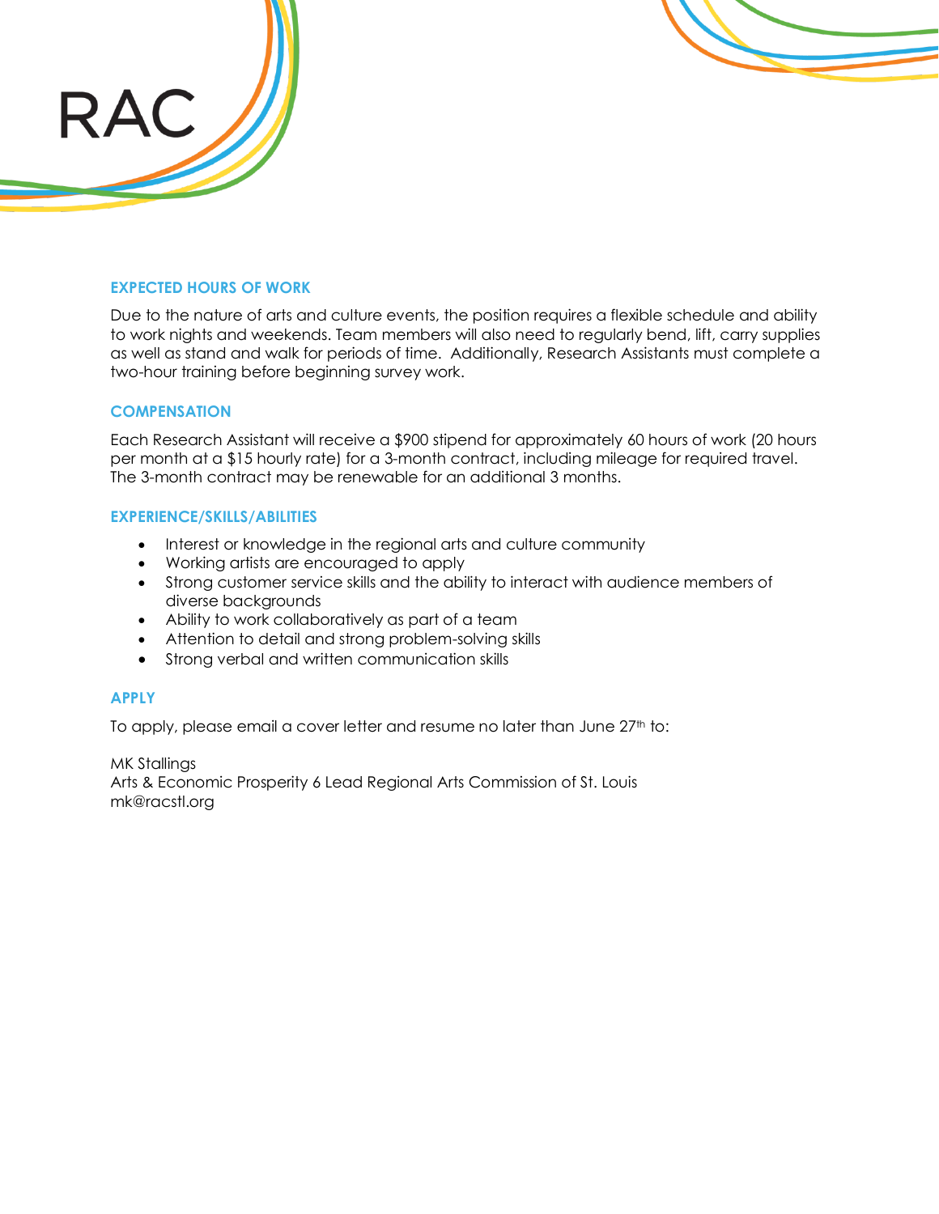RAC

## EXPECTED HOURS OF WORK

Due to the nature of arts and culture events, the position requires a flexible schedule and ability to work nights and weekends. Team members will also need to regularly bend, lift, carry supplies as well as stand and walk for periods of time. Additionally, Research Assistants must complete a two-hour training before beginning survey work.

## COMPENSATION

Each Research Assistant will receive a $900 stipend for approximately 60 hours of work (20 hours per month at a $15 hourly rate) for a 3-month contract, including mileage for required travel. The 3-month contract may be renewable for an additional 3 months.

## EXPERIENCE/SKILLS/ABILITIES

- Interest or knowledge in the regional arts and culture community
- Working artists are encouraged to apply
- Strong customer service skills and the ability to interact with audience members of diverse backgrounds
- Ability to work collaboratively as part of a team
- Attention to detail and strong problem-solving skills
- Strong verbal and written communication skills

## APPLY

To apply, please email a cover letter and resume no later than June 27th to:

MK Stallings
Arts & Economic Prosperity 6 Lead Regional Arts Commission of St. Louis
mk@racstl.org